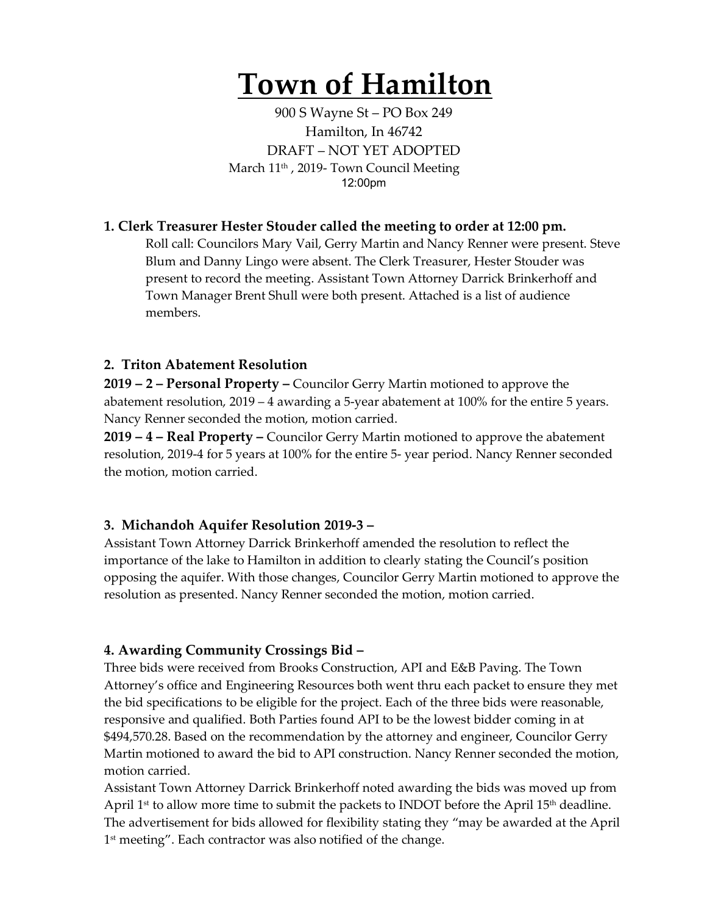# Town of Hamilton

900 S Wayne St – PO Box 249
Hamilton, In 46742
DRAFT – NOT YET ADOPTED
March 11th , 2019- Town Council Meeting
12:00pm

### 1. Clerk Treasurer Hester Stouder called the meeting to order at 12:00 pm.

Roll call: Councilors Mary Vail, Gerry Martin and Nancy Renner were present. Steve Blum and Danny Lingo were absent. The Clerk Treasurer, Hester Stouder was present to record the meeting. Assistant Town Attorney Darrick Brinkerhoff and Town Manager Brent Shull were both present. Attached is a list of audience members.

### 2. Triton Abatement Resolution

**2019 – 2 – Personal Property –** Councilor Gerry Martin motioned to approve the abatement resolution, 2019 – 4 awarding a 5-year abatement at 100% for the entire 5 years. Nancy Renner seconded the motion, motion carried.

**2019 – 4 – Real Property –** Councilor Gerry Martin motioned to approve the abatement resolution, 2019-4 for 5 years at 100% for the entire 5- year period. Nancy Renner seconded the motion, motion carried.

### 3. Michandoh Aquifer Resolution 2019-3 –

Assistant Town Attorney Darrick Brinkerhoff amended the resolution to reflect the importance of the lake to Hamilton in addition to clearly stating the Council's position opposing the aquifer. With those changes, Councilor Gerry Martin motioned to approve the resolution as presented. Nancy Renner seconded the motion, motion carried.

### 4. Awarding Community Crossings Bid –

Three bids were received from Brooks Construction, API and E&B Paving. The Town Attorney's office and Engineering Resources both went thru each packet to ensure they met the bid specifications to be eligible for the project. Each of the three bids were reasonable, responsive and qualified. Both Parties found API to be the lowest bidder coming in at $494,570.28. Based on the recommendation by the attorney and engineer, Councilor Gerry Martin motioned to award the bid to API construction. Nancy Renner seconded the motion, motion carried.

Assistant Town Attorney Darrick Brinkerhoff noted awarding the bids was moved up from April 1st to allow more time to submit the packets to INDOT before the April 15th deadline. The advertisement for bids allowed for flexibility stating they "may be awarded at the April 1st meeting". Each contractor was also notified of the change.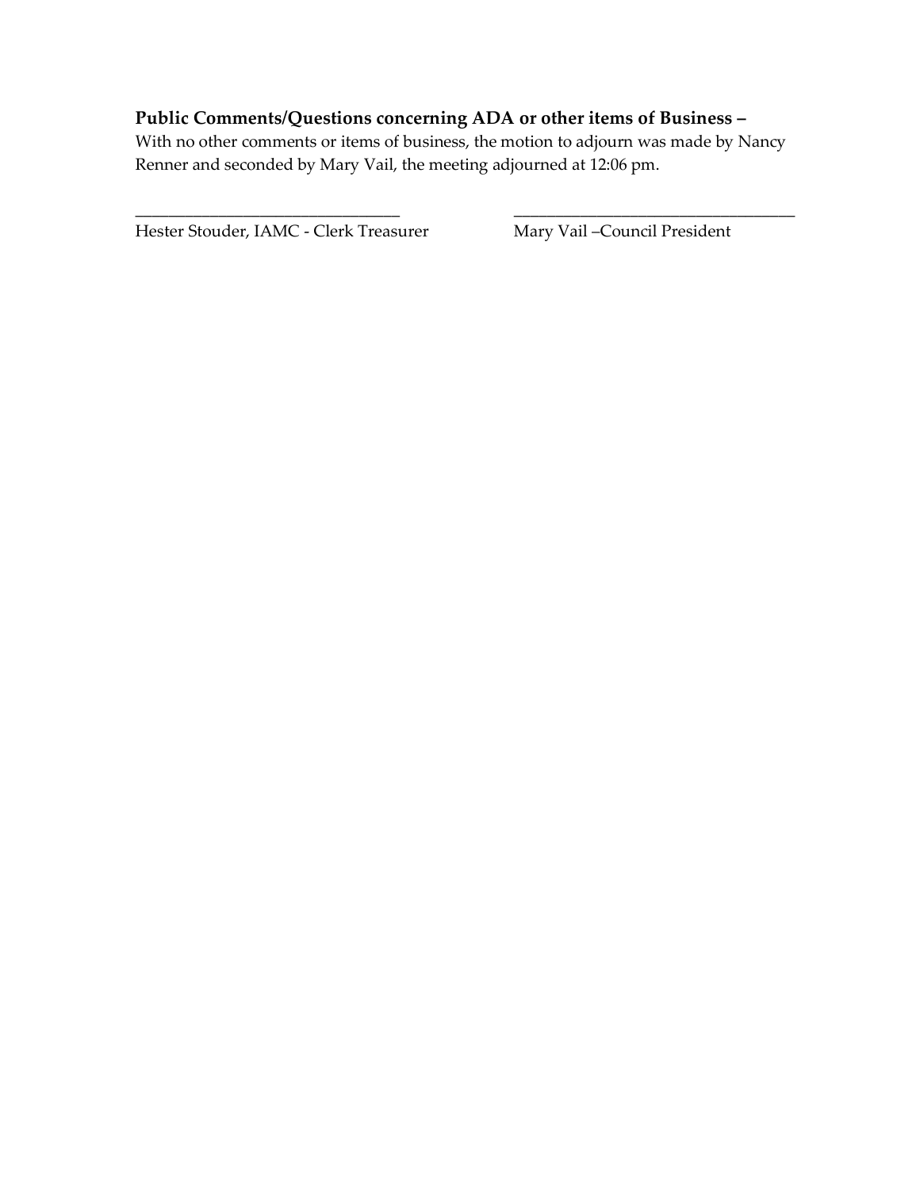**Public Comments/Questions concerning ADA or other items of Business –**

With no other comments or items of business, the motion to adjourn was made by Nancy Renner and seconded by Mary Vail, the meeting adjourned at 12:06 pm.

_________________________________ _________________________________

Hester Stouder, IAMC - Clerk Treasurer Mary Vail –Council President